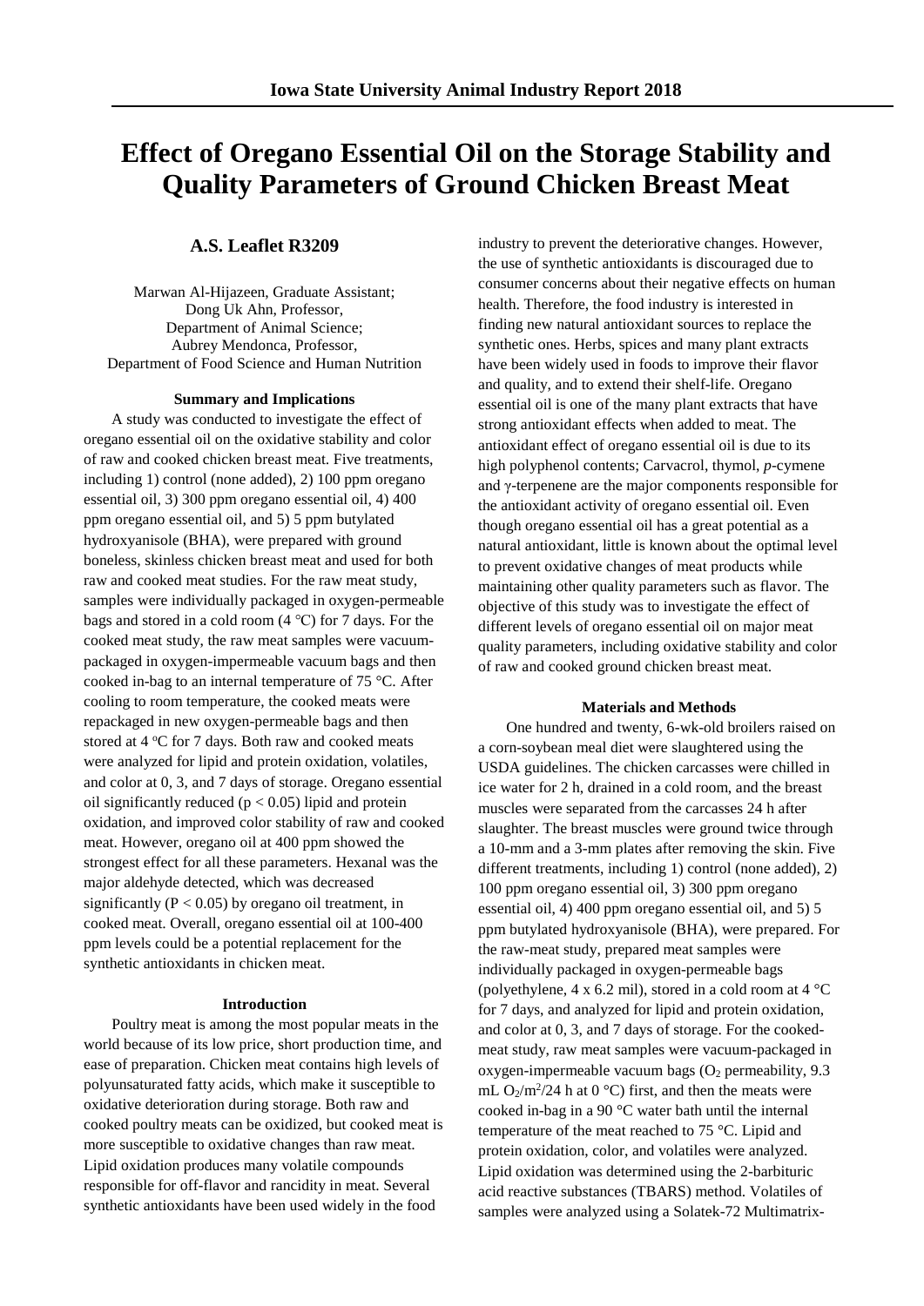# Effect of Oregano Essential Oil on the Storage Stability and Quality Parameters of Ground Chicken Breast Meat

## A.S. Leaflet R3209

Marwan Al-Hijazeen, Graduate Assistant;
Dong Uk Ahn, Professor,
Department of Animal Science;
Aubrey Mendonca, Professor,
Department of Food Science and Human Nutrition

### Summary and Implications

A study was conducted to investigate the effect of oregano essential oil on the oxidative stability and color of raw and cooked chicken breast meat. Five treatments, including 1) control (none added), 2) 100 ppm oregano essential oil, 3) 300 ppm oregano essential oil, 4) 400 ppm oregano essential oil, and 5) 5 ppm butylated hydroxyanisole (BHA), were prepared with ground boneless, skinless chicken breast meat and used for both raw and cooked meat studies. For the raw meat study, samples were individually packaged in oxygen-permeable bags and stored in a cold room (4 ℃) for 7 days. For the cooked meat study, the raw meat samples were vacuum-packaged in oxygen-impermeable vacuum bags and then cooked in-bag to an internal temperature of 75 °C. After cooling to room temperature, the cooked meats were repackaged in new oxygen-permeable bags and then stored at 4 °C for 7 days. Both raw and cooked meats were analyzed for lipid and protein oxidation, volatiles, and color at 0, 3, and 7 days of storage. Oregano essential oil significantly reduced ($p < 0.05$) lipid and protein oxidation, and improved color stability of raw and cooked meat. However, oregano oil at 400 ppm showed the strongest effect for all these parameters. Hexanal was the major aldehyde detected, which was decreased significantly ($P < 0.05$) by oregano oil treatment, in cooked meat. Overall, oregano essential oil at 100-400 ppm levels could be a potential replacement for the synthetic antioxidants in chicken meat.

### Introduction

Poultry meat is among the most popular meats in the world because of its low price, short production time, and ease of preparation. Chicken meat contains high levels of polyunsaturated fatty acids, which make it susceptible to oxidative deterioration during storage. Both raw and cooked poultry meats can be oxidized, but cooked meat is more susceptible to oxidative changes than raw meat. Lipid oxidation produces many volatile compounds responsible for off-flavor and rancidity in meat. Several synthetic antioxidants have been used widely in the food industry to prevent the deteriorative changes. However, the use of synthetic antioxidants is discouraged due to consumer concerns about their negative effects on human health. Therefore, the food industry is interested in finding new natural antioxidant sources to replace the synthetic ones. Herbs, spices and many plant extracts have been widely used in foods to improve their flavor and quality, and to extend their shelf-life. Oregano essential oil is one of the many plant extracts that have strong antioxidant effects when added to meat. The antioxidant effect of oregano essential oil is due to its high polyphenol contents; Carvacrol, thymol, *p*-cymene and γ-terpenene are the major components responsible for the antioxidant activity of oregano essential oil. Even though oregano essential oil has a great potential as a natural antioxidant, little is known about the optimal level to prevent oxidative changes of meat products while maintaining other quality parameters such as flavor. The objective of this study was to investigate the effect of different levels of oregano essential oil on major meat quality parameters, including oxidative stability and color of raw and cooked ground chicken breast meat.

### Materials and Methods

One hundred and twenty, 6-wk-old broilers raised on a corn-soybean meal diet were slaughtered using the USDA guidelines. The chicken carcasses were chilled in ice water for 2 h, drained in a cold room, and the breast muscles were separated from the carcasses 24 h after slaughter. The breast muscles were ground twice through a 10-mm and a 3-mm plates after removing the skin. Five different treatments, including 1) control (none added), 2) 100 ppm oregano essential oil, 3) 300 ppm oregano essential oil, 4) 400 ppm oregano essential oil, and 5) 5 ppm butylated hydroxyanisole (BHA), were prepared. For the raw-meat study, prepared meat samples were individually packaged in oxygen-permeable bags (polyethylene, 4 x 6.2 mil), stored in a cold room at 4 °C for 7 days, and analyzed for lipid and protein oxidation, and color at 0, 3, and 7 days of storage. For the cooked-meat study, raw meat samples were vacuum-packaged in oxygen-impermeable vacuum bags ($O_2$ permeability, 9.3 mL $O_2$/$m^2$/24 h at 0 °C) first, and then the meats were cooked in-bag in a 90 °C water bath until the internal temperature of the meat reached to 75 °C. Lipid and protein oxidation, color, and volatiles were analyzed. Lipid oxidation was determined using the 2-barbituric acid reactive substances (TBARS) method. Volatiles of samples were analyzed using a Solatek-72 Multimatrix-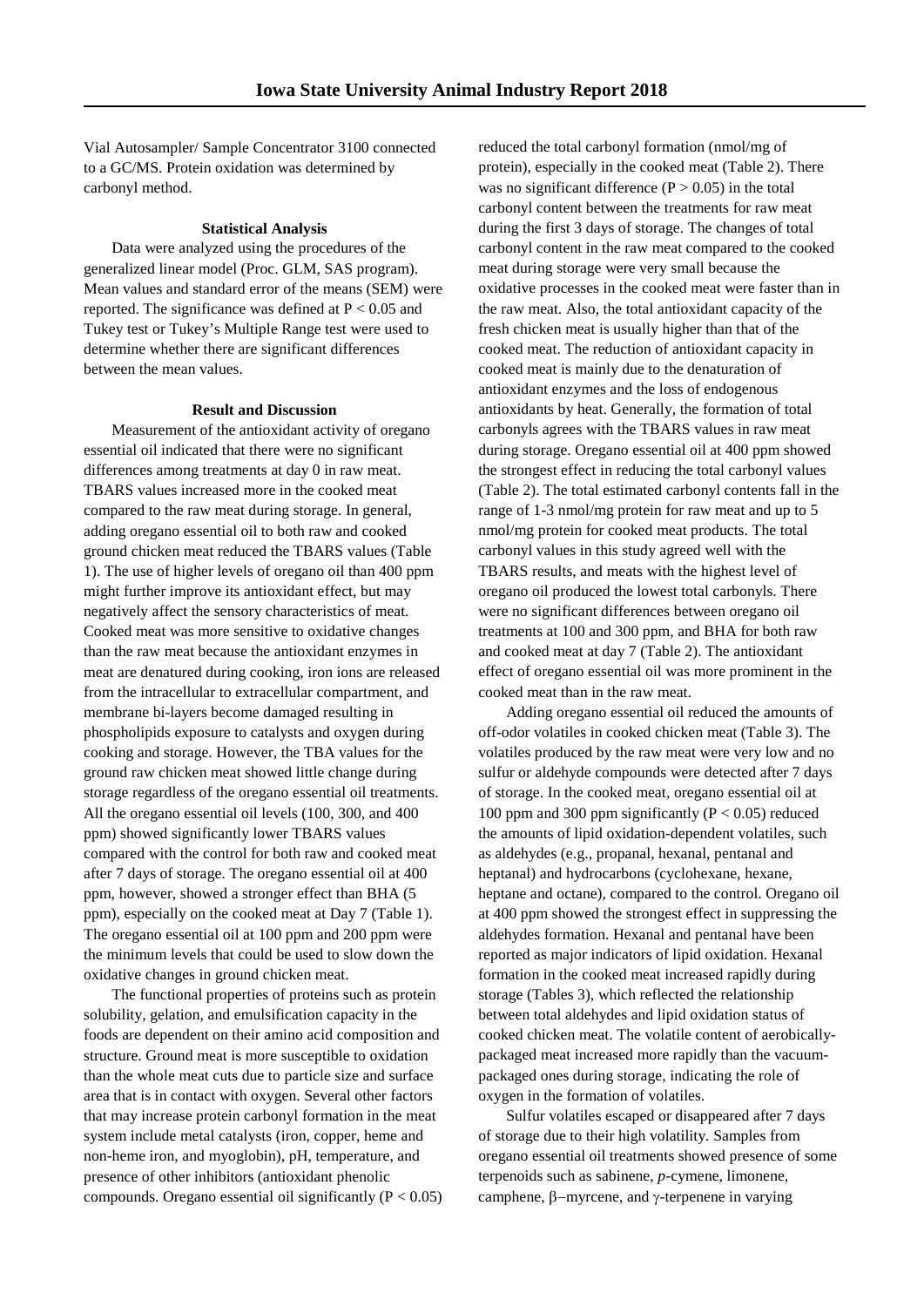Vial Autosampler/ Sample Concentrator 3100 connected to a GC/MS. Protein oxidation was determined by carbonyl method.

### Statistical Analysis

Data were analyzed using the procedures of the generalized linear model (Proc. GLM, SAS program). Mean values and standard error of the means (SEM) were reported. The significance was defined at $P < 0.05$ and Tukey test or Tukey's Multiple Range test were used to determine whether there are significant differences between the mean values.

### Result and Discussion

Measurement of the antioxidant activity of oregano essential oil indicated that there were no significant differences among treatments at day 0 in raw meat. TBARS values increased more in the cooked meat compared to the raw meat during storage. In general, adding oregano essential oil to both raw and cooked ground chicken meat reduced the TBARS values (Table 1). The use of higher levels of oregano oil than 400 ppm might further improve its antioxidant effect, but may negatively affect the sensory characteristics of meat. Cooked meat was more sensitive to oxidative changes than the raw meat because the antioxidant enzymes in meat are denatured during cooking, iron ions are released from the intracellular to extracellular compartment, and membrane bi-layers become damaged resulting in phospholipids exposure to catalysts and oxygen during cooking and storage. However, the TBA values for the ground raw chicken meat showed little change during storage regardless of the oregano essential oil treatments. All the oregano essential oil levels (100, 300, and 400 ppm) showed significantly lower TBARS values compared with the control for both raw and cooked meat after 7 days of storage. The oregano essential oil at 400 ppm, however, showed a stronger effect than BHA (5 ppm), especially on the cooked meat at Day 7 (Table 1). The oregano essential oil at 100 ppm and 200 ppm were the minimum levels that could be used to slow down the oxidative changes in ground chicken meat.

The functional properties of proteins such as protein solubility, gelation, and emulsification capacity in the foods are dependent on their amino acid composition and structure. Ground meat is more susceptible to oxidation than the whole meat cuts due to particle size and surface area that is in contact with oxygen. Several other factors that may increase protein carbonyl formation in the meat system include metal catalysts (iron, copper, heme and non-heme iron, and myoglobin), pH, temperature, and presence of other inhibitors (antioxidant phenolic compounds. Oregano essential oil significantly ($P < 0.05$) reduced the total carbonyl formation (nmol/mg of protein), especially in the cooked meat (Table 2). There was no significant difference ($P > 0.05$) in the total carbonyl content between the treatments for raw meat during the first 3 days of storage. The changes of total carbonyl content in the raw meat compared to the cooked meat during storage were very small because the oxidative processes in the cooked meat were faster than in the raw meat. Also, the total antioxidant capacity of the fresh chicken meat is usually higher than that of the cooked meat. The reduction of antioxidant capacity in cooked meat is mainly due to the denaturation of antioxidant enzymes and the loss of endogenous antioxidants by heat. Generally, the formation of total carbonyls agrees with the TBARS values in raw meat during storage. Oregano essential oil at 400 ppm showed the strongest effect in reducing the total carbonyl values (Table 2). The total estimated carbonyl contents fall in the range of 1-3 nmol/mg protein for raw meat and up to 5 nmol/mg protein for cooked meat products. The total carbonyl values in this study agreed well with the TBARS results, and meats with the highest level of oregano oil produced the lowest total carbonyls. There were no significant differences between oregano oil treatments at 100 and 300 ppm, and BHA for both raw and cooked meat at day 7 (Table 2). The antioxidant effect of oregano essential oil was more prominent in the cooked meat than in the raw meat.

Adding oregano essential oil reduced the amounts of off-odor volatiles in cooked chicken meat (Table 3). The volatiles produced by the raw meat were very low and no sulfur or aldehyde compounds were detected after 7 days of storage. In the cooked meat, oregano essential oil at 100 ppm and 300 ppm significantly ($P < 0.05$) reduced the amounts of lipid oxidation-dependent volatiles, such as aldehydes (e.g., propanal, hexanal, pentanal and heptanal) and hydrocarbons (cyclohexane, hexane, heptane and octane), compared to the control. Oregano oil at 400 ppm showed the strongest effect in suppressing the aldehydes formation. Hexanal and pentanal have been reported as major indicators of lipid oxidation. Hexanal formation in the cooked meat increased rapidly during storage (Tables 3), which reflected the relationship between total aldehydes and lipid oxidation status of cooked chicken meat. The volatile content of aerobically-packaged meat increased more rapidly than the vacuum-packaged ones during storage, indicating the role of oxygen in the formation of volatiles.

Sulfur volatiles escaped or disappeared after 7 days of storage due to their high volatility. Samples from oregano essential oil treatments showed presence of some terpenoids such as sabinene, *p*-cymene, limonene, camphene, β–myrcene, and γ-terpenene in varying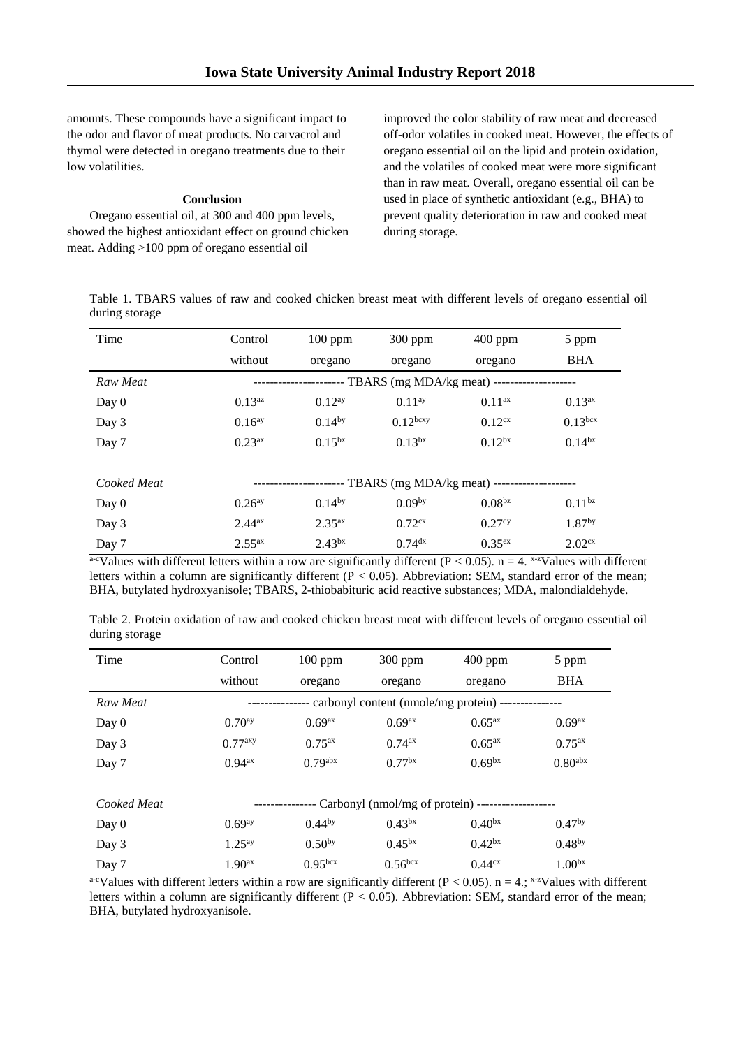amounts. These compounds have a significant impact to the odor and flavor of meat products. No carvacrol and thymol were detected in oregano treatments due to their low volatilities.

#### Conclusion

Oregano essential oil, at 300 and 400 ppm levels, showed the highest antioxidant effect on ground chicken meat. Adding >100 ppm of oregano essential oil improved the color stability of raw meat and decreased off-odor volatiles in cooked meat. However, the effects of oregano essential oil on the lipid and protein oxidation, and the volatiles of cooked meat were more significant than in raw meat. Overall, oregano essential oil can be used in place of synthetic antioxidant (e.g., BHA) to prevent quality deterioration in raw and cooked meat during storage.

Table 1. TBARS values of raw and cooked chicken breast meat with different levels of oregano essential oil during storage

| Time | Control without | 100 ppm oregano | 300 ppm oregano | 400 ppm oregano | 5 ppm BHA |
|---|---|---|---|---|---|
| *Raw Meat* | ---------------------- TBARS (mg MDA/kg meat) -------------------- | | | | |
| Day 0 | $0.13^{az}$ | $0.12^{ay}$ | $0.11^{ay}$ | $0.11^{ax}$ | $0.13^{ax}$ |
| Day 3 | $0.16^{ay}$ | $0.14^{by}$ | $0.12^{bcxy}$ | $0.12^{cx}$ | $0.13^{bcx}$ |
| Day 7 | $0.23^{ax}$ | $0.15^{bx}$ | $0.13^{bx}$ | $0.12^{bx}$ | $0.14^{bx}$ |
| *Cooked Meat* | ---------------------- TBARS (mg MDA/kg meat) -------------------- | | | | |
| Day 0 | $0.26^{ay}$ | $0.14^{by}$ | $0.09^{by}$ | $0.08^{bz}$ | $0.11^{bz}$ |
| Day 3 | $2.44^{ax}$ | $2.35^{ax}$ | $0.72^{cx}$ | $0.27^{dy}$ | $1.87^{by}$ |
| Day 7 | $2.55^{ax}$ | $2.43^{bx}$ | $0.74^{dx}$ | $0.35^{ex}$ | $2.02^{cx}$ |

[a-c]Values with different letters within a row are significantly different ($P < 0.05$). n = 4. [x-z]Values with different letters within a column are significantly different ($P < 0.05$). Abbreviation: SEM, standard error of the mean; BHA, butylated hydroxyanisole; TBARS, 2-thiobabituric acid reactive substances; MDA, malondialdehyde.

Table 2. Protein oxidation of raw and cooked chicken breast meat with different levels of oregano essential oil during storage

| Time | Control without | 100 ppm oregano | 300 ppm oregano | 400 ppm oregano | 5 ppm BHA |
|---|---|---|---|---|---|
| *Raw Meat* | --------------- carbonyl content (nmole/mg protein) --------------- | | | | |
| Day 0 | $0.70^{ay}$ | $0.69^{ax}$ | $0.69^{ax}$ | $0.65^{ax}$ | $0.69^{ax}$ |
| Day 3 | $0.77^{axy}$ | $0.75^{ax}$ | $0.74^{ax}$ | $0.65^{ax}$ | $0.75^{ax}$ |
| Day 7 | $0.94^{ax}$ | $0.79^{abx}$ | $0.77^{bx}$ | $0.69^{bx}$ | $0.80^{abx}$ |
| *Cooked Meat* | --------------- Carbonyl (nmol/mg of protein) ------------------- | | | | |
| Day 0 | $0.69^{ay}$ | $0.44^{by}$ | $0.43^{bx}$ | $0.40^{bx}$ | $0.47^{by}$ |
| Day 3 | $1.25^{ay}$ | $0.50^{by}$ | $0.45^{bx}$ | $0.42^{bx}$ | $0.48^{by}$ |
| Day 7 | $1.90^{ax}$ | $0.95^{bcx}$ | $0.56^{bcx}$ | $0.44^{cx}$ | $1.00^{bx}$ |

[a-c]Values with different letters within a row are significantly different ($P < 0.05$). n = 4.; [x-z]Values with different letters within a column are significantly different ($P < 0.05$). Abbreviation: SEM, standard error of the mean; BHA, butylated hydroxyanisole.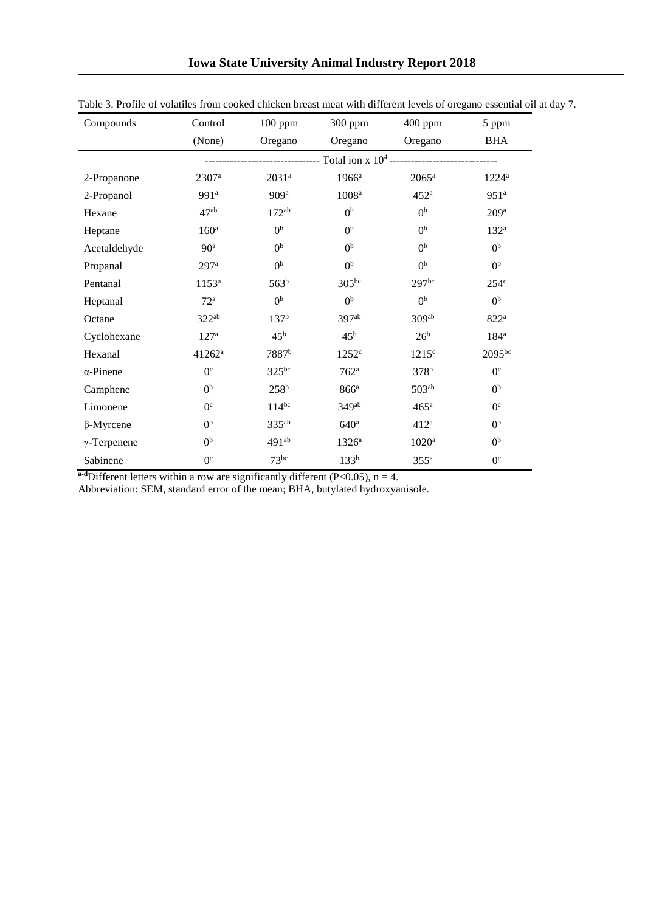Table 3. Profile of volatiles from cooked chicken breast meat with different levels of oregano essential oil at day 7.

| Compounds | Control (None) | 100 ppm Oregano | 300 ppm Oregano | 400 ppm Oregano | 5 ppm BHA |
|---|---|---|---|---|---|
| | ---------- | ---------- | Total ion x $10^4$ | ---------- | ---------- |
| 2-Propanone | $2307^{a}$ | $2031^{a}$ | $1966^{a}$ | $2065^{a}$ | $1224^{a}$ |
| 2-Propanol | $991^{a}$ | $909^{a}$ | $1008^{a}$ | $452^{a}$ | $951^{a}$ |
| Hexane | $47^{ab}$ | $172^{ab}$ | $0^{b}$ | $0^{b}$ | $209^{a}$ |
| Heptane | $160^{a}$ | $0^{b}$ | $0^{b}$ | $0^{b}$ | $132^{a}$ |
| Acetaldehyde | $90^{a}$ | $0^{b}$ | $0^{b}$ | $0^{b}$ | $0^{b}$ |
| Propanal | $297^{a}$ | $0^{b}$ | $0^{b}$ | $0^{b}$ | $0^{b}$ |
| Pentanal | $1153^{a}$ | $563^{b}$ | $305^{bc}$ | $297^{bc}$ | $254^{c}$ |
| Heptanal | $72^{a}$ | $0^{b}$ | $0^{b}$ | $0^{b}$ | $0^{b}$ |
| Octane | $322^{ab}$ | $137^{b}$ | $397^{ab}$ | $309^{ab}$ | $822^{a}$ |
| Cyclohexane | $127^{a}$ | $45^{b}$ | $45^{b}$ | $26^{b}$ | $184^{a}$ |
| Hexanal | $41262^{a}$ | $7887^{b}$ | $1252^{c}$ | $1215^{c}$ | $2095^{bc}$ |
| α-Pinene | $0^{c}$ | $325^{bc}$ | $762^{a}$ | $378^{b}$ | $0^{c}$ |
| Camphene | $0^{b}$ | $258^{b}$ | $866^{a}$ | $503^{ab}$ | $0^{b}$ |
| Limonene | $0^{c}$ | $114^{bc}$ | $349^{ab}$ | $465^{a}$ | $0^{c}$ |
| β-Myrcene | $0^{b}$ | $335^{ab}$ | $640^{a}$ | $412^{a}$ | $0^{b}$ |
| γ-Terpenene | $0^{b}$ | $491^{ab}$ | $1326^{a}$ | $1020^{a}$ | $0^{b}$ |
| Sabinene | $0^{c}$ | $73^{bc}$ | $133^{b}$ | $355^{a}$ | $0^{c}$ |

[a-d]Different letters within a row are significantly different ($P<0.05$), $n = 4$.

Abbreviation: SEM, standard error of the mean; BHA, butylated hydroxyanisole.